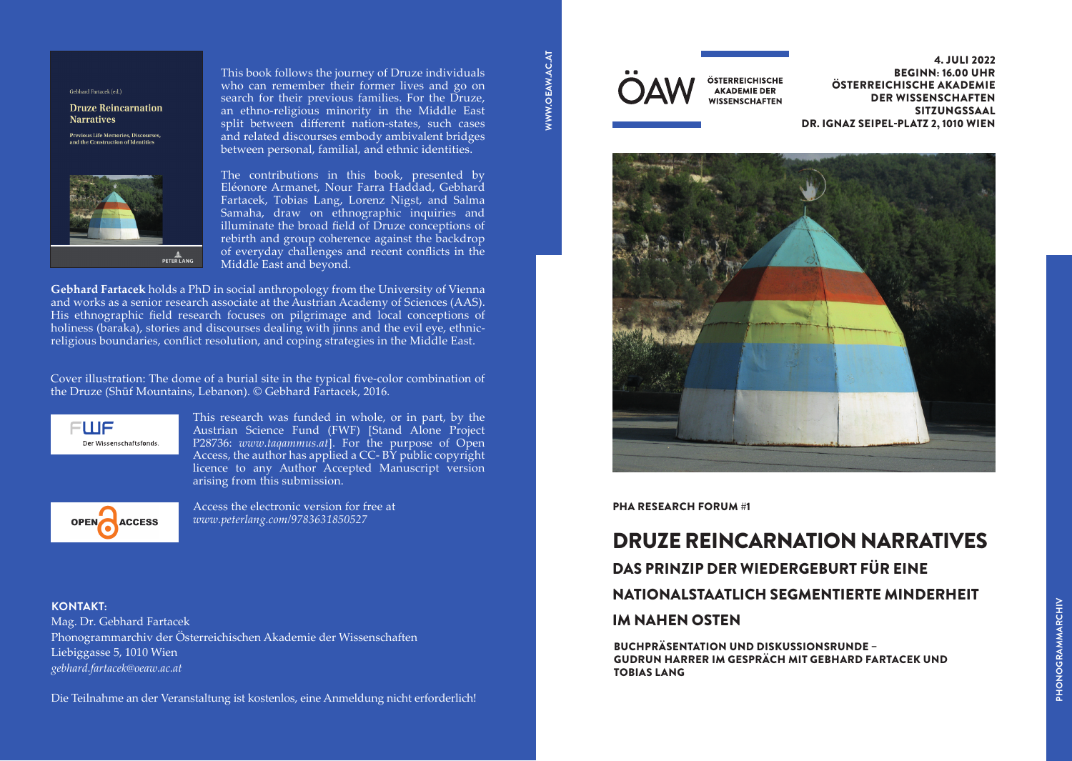This book follows the journey of Druze individuals who can remember their former lives and go on search for their previous families. For the Druze, an ethno-religious minority in the Middle East split between different nation-states, such cases and related discourses embody ambivalent bridges between personal, familial, and ethnic identities.

The contributions in this book, presented by Eléonore Armanet, Nour Farra Haddad, Gebhard Fartacek, Tobias Lang, Lorenz Nigst, and Salma Samaha, draw on ethnographic inquiries and illuminate the broad field of Druze conceptions of rebirth and group coherence against the backdrop of everyday challenges and recent conflicts in the Middle East and beyond.

**Gebhard Fartacek** holds a PhD in social anthropology from the University of Vienna and works as a senior research associate at the Austrian Academy of Sciences (AAS). His ethnographic field research focuses on pilgrimage and local conceptions of holiness (baraka), stories and discourses dealing with jinns and the evil eye, ethnic-religious boundaries, conflict resolution, and coping strategies in the Middle East.

Cover illustration: The dome of a burial site in the typical five-color combination of the Druze (Shūf Mountains, Lebanon). © Gebhard Fartacek, 2016.

FWF Der Wissenschaftsfonds.

This research was funded in whole, or in part, by the Austrian Science Fund (FWF) [Stand Alone Project P28736: *www.taqammus.at*]. For the purpose of Open Access, the author has applied a CC- BY public copyright licence to any Author Accepted Manuscript version arising from this submission.

OPEN ACCESS

Access the electronic version for free at *www.peterlang.com/9783631850527*

**KONTAKT:**
Mag. Dr. Gebhard Fartacek
Phonogrammarchiv der Österreichischen Akademie der Wissenschaften
Liebiggasse 5, 1010 Wien
*gebhard.fartacek@oeaw.ac.at*

Die Teilnahme an der Veranstaltung ist kostenlos, eine Anmeldung nicht erforderlich!

WWW.OEAW.AC.AT

ÖAW ÖSTERREICHISCHE AKADEMIE DER WISSENSCHAFTEN

**4. JULI 2022**
**BEGINN: 16.00 UHR**
**ÖSTERREICHISCHE AKADEMIE DER WISSENSCHAFTEN**
**SITZUNGSSAAL**
**DR. IGNAZ SEIPEL-PLATZ 2, 1010 WIEN**

**PHA RESEARCH FORUM #1**

# DRUZE REINCARNATION NARRATIVES

## DAS PRINZIP DER WIEDERGEBURT FÜR EINE NATIONALSTAATLICH SEGMENTIERTE MINDERHEIT IM NAHEN OSTEN

**BUCHPRÄSENTATION UND DISKUSSIONSRUNDE – GUDRUN HARRER IM GESPRÄCH MIT GEBHARD FARTACEK UND TOBIAS LANG**

PHONOGRAMMARCHIV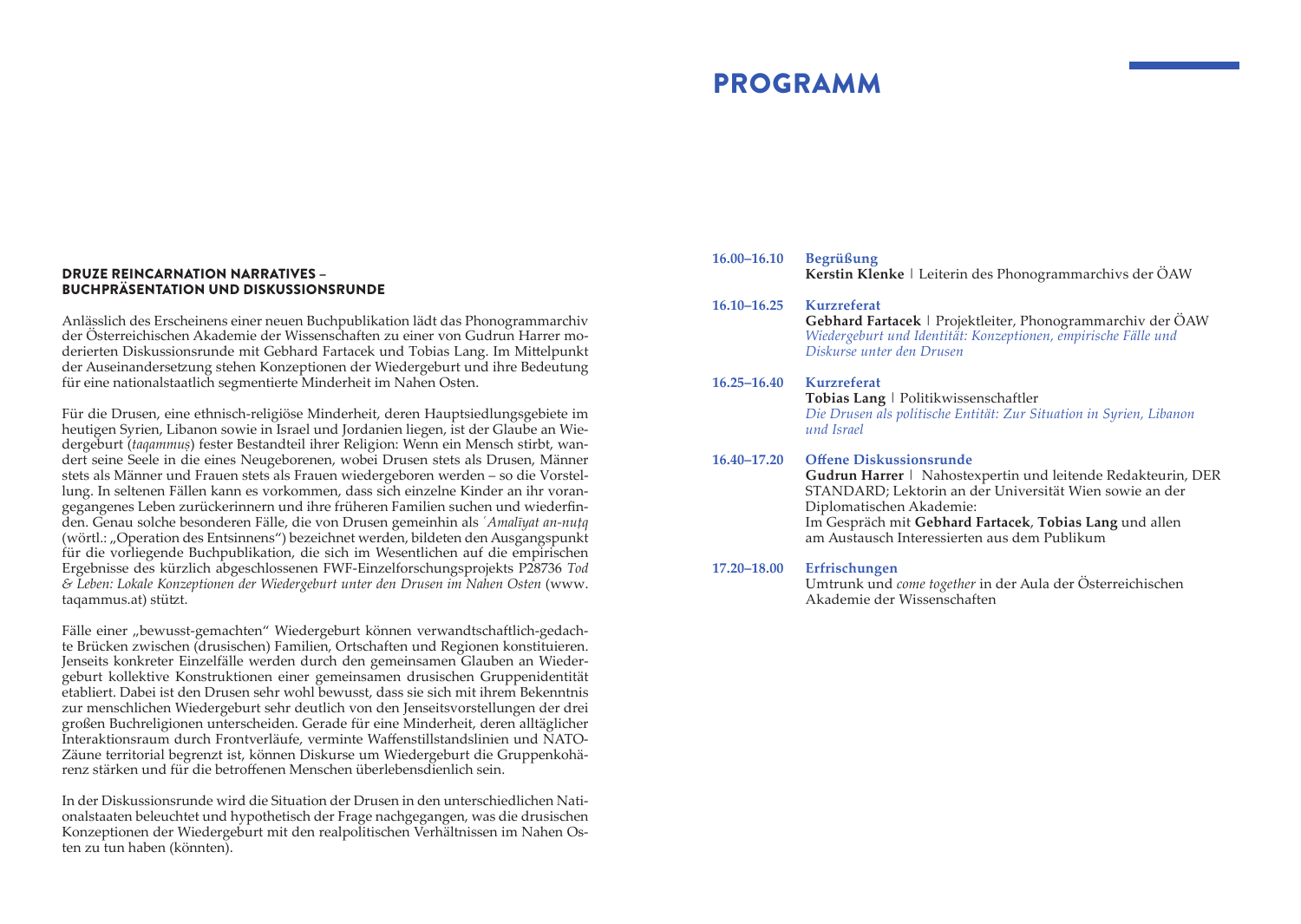## DRUZE REINCARNATION NARRATIVES – BUCHPRÄSENTATION UND DISKUSSIONSRUNDE

Anlässlich des Erscheinens einer neuen Buchpublikation lädt das Phonogrammarchiv der Österreichischen Akademie der Wissenschaften zu einer von Gudrun Harrer moderierten Diskussionsrunde mit Gebhard Fartacek und Tobias Lang. Im Mittelpunkt der Auseinandersetzung stehen Konzeptionen der Wiedergeburt und ihre Bedeutung für eine nationalstaatlich segmentierte Minderheit im Nahen Osten.

Für die Drusen, eine ethnisch-religiöse Minderheit, deren Hauptsiedlungsgebiete im heutigen Syrien, Libanon sowie in Israel und Jordanien liegen, ist der Glaube an Wiedergeburt (*taqammuṣ*) fester Bestandteil ihrer Religion: Wenn ein Mensch stirbt, wandert seine Seele in die eines Neugeborenen, wobei Drusen stets als Drusen, Männer stets als Männer und Frauen stets als Frauen wiedergeboren werden – so die Vorstellung. In seltenen Fällen kann es vorkommen, dass sich einzelne Kinder an ihr vorangegangenes Leben zurückerinnern und ihre früheren Familien suchen und wiederfinden. Genau solche besonderen Fälle, die von Drusen gemeinhin als *ʿAmalīyat an-nuṭq* (wörtl.: „Operation des Entsinnens“) bezeichnet werden, bildeten den Ausgangspunkt für die vorliegende Buchpublikation, die sich im Wesentlichen auf die empirischen Ergebnisse des kürzlich abgeschlossenen FWF-Einzelforschungsprojekts P28736 *Tod & Leben: Lokale Konzeptionen der Wiedergeburt unter den Drusen im Nahen Osten* (www.taqammus.at) stützt.

Fälle einer „bewusst-gemachten“ Wiedergeburt können verwandtschaftlich-gedachte Brücken zwischen (drusischen) Familien, Ortschaften und Regionen konstituieren. Jenseits konkreter Einzelfälle werden durch den gemeinsamen Glauben an Wiedergeburt kollektive Konstruktionen einer gemeinsamen drusischen Gruppenidentität etabliert. Dabei ist den Drusen sehr wohl bewusst, dass sie sich mit ihrem Bekenntnis zur menschlichen Wiedergeburt sehr deutlich von den Jenseitsvorstellungen der drei großen Buchreligionen unterscheiden. Gerade für eine Minderheit, deren alltäglicher Interaktionsraum durch Frontverläufe, verminte Waffenstillstandslinien und NATO-Zäune territorial begrenzt ist, können Diskurse um Wiedergeburt die Gruppenkohärenz stärken und für die betroffenen Menschen überlebensdienlich sein.

In der Diskussionsrunde wird die Situation der Drusen in den unterschiedlichen Nationalstaaten beleuchtet und hypothetisch der Frage nachgegangen, was die drusischen Konzeptionen der Wiedergeburt mit den realpolitischen Verhältnissen im Nahen Osten zu tun haben (könnten).

# PROGRAMM

**16.00–16.10** **Begrüßung**
**Kerstin Klenke** | Leiterin des Phonogrammarchivs der ÖAW

**16.10–16.25** **Kurzreferat**
**Gebhard Fartacek** | Projektleiter, Phonogrammarchiv der ÖAW
*Wiedergeburt und Identität: Konzeptionen, empirische Fälle und Diskurse unter den Drusen*

**16.25–16.40** **Kurzreferat**
**Tobias Lang** | Politikwissenschaftler
*Die Drusen als politische Entität: Zur Situation in Syrien, Libanon und Israel*

**16.40–17.20** **Offene Diskussionsrunde**
**Gudrun Harrer** | Nahostexpertin und leitende Redakteurin, DER STANDARD; Lektorin an der Universität Wien sowie an der Diplomatischen Akademie:
Im Gespräch mit **Gebhard Fartacek**, **Tobias Lang** und allen am Austausch Interessierten aus dem Publikum

**17.20–18.00** **Erfrischungen**
Umtrunk und *come together* in der Aula der Österreichischen Akademie der Wissenschaften